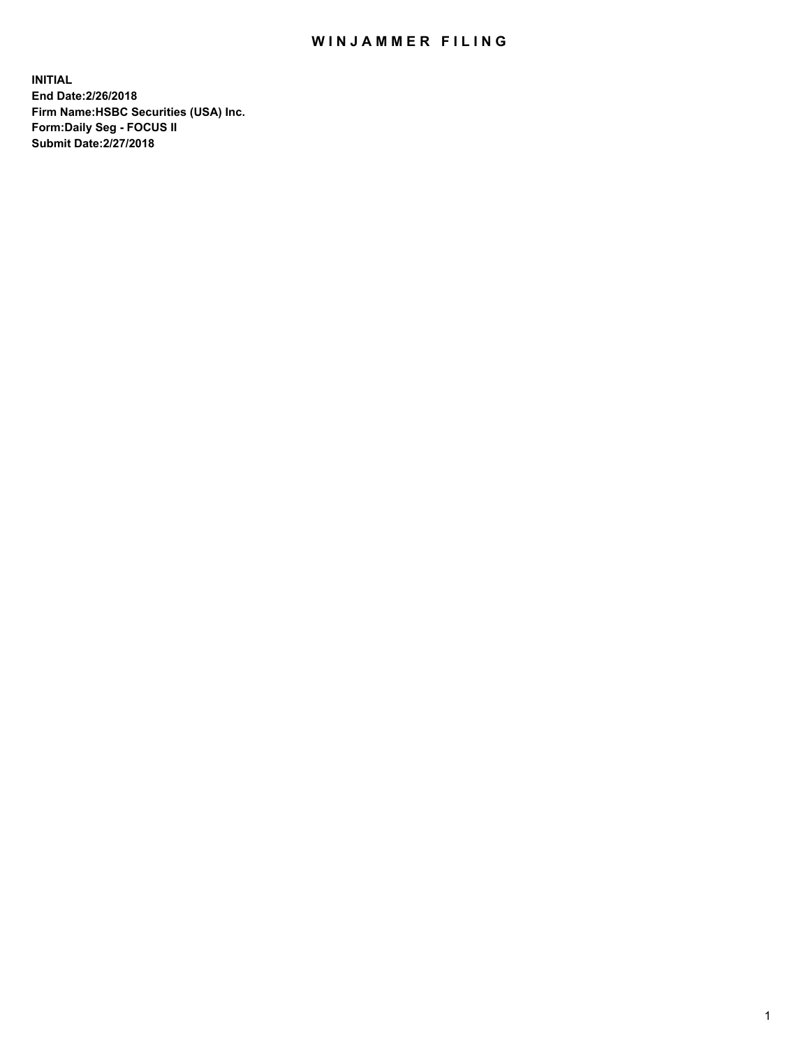# WINJAMMER FILING

**INITIAL**
**End Date:2/26/2018**
**Firm Name:HSBC Securities (USA) Inc.**
**Form:Daily Seg - FOCUS II**
**Submit Date:2/27/2018**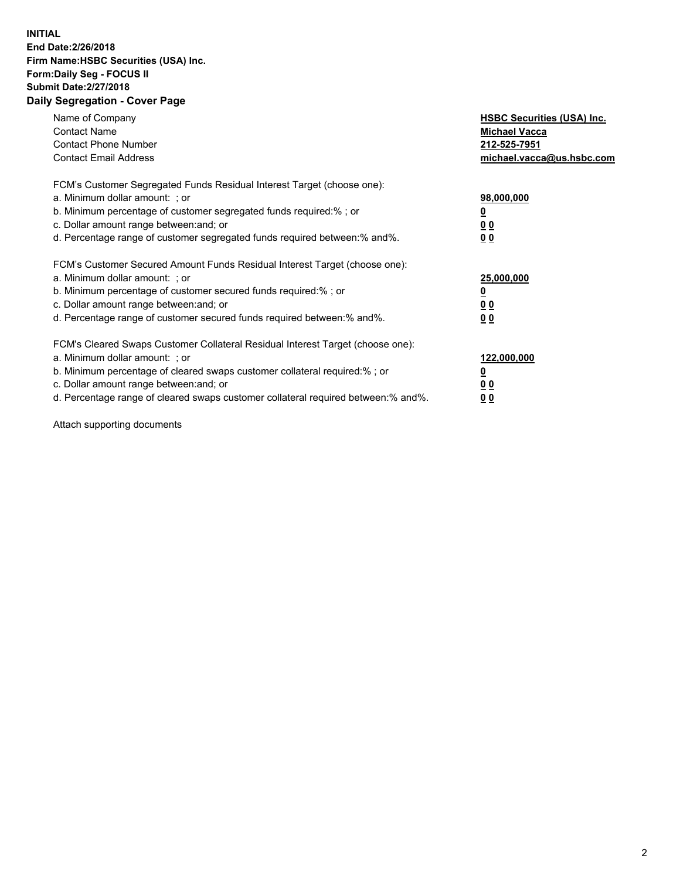**INITIAL**
**End Date:2/26/2018**
**Firm Name:HSBC Securities (USA) Inc.**
**Form:Daily Seg - FOCUS II**
**Submit Date:2/27/2018**
**Daily Segregation - Cover Page**

| | |
|---|---|
| Name of Company | **HSBC Securities (USA) Inc.** |
| Contact Name | **Michael Vacca** |
| Contact Phone Number | **212-525-7951** |
| Contact Email Address | **michael.vacca@us.hsbc.com** |

FCM's Customer Segregated Funds Residual Interest Target (choose one):

| | |
|---|---|
| a. Minimum dollar amount: ; or | **98,000,000** |
| b. Minimum percentage of customer segregated funds required:% ; or | **0** |
| c. Dollar amount range between:and; or | **0 0** |
| d. Percentage range of customer segregated funds required between:% and%. | **0 0** |

FCM's Customer Secured Amount Funds Residual Interest Target (choose one):

| | |
|---|---|
| a. Minimum dollar amount: ; or | **25,000,000** |
| b. Minimum percentage of customer secured funds required:% ; or | **0** |
| c. Dollar amount range between:and; or | **0 0** |
| d. Percentage range of customer secured funds required between:% and%. | **0 0** |

FCM's Cleared Swaps Customer Collateral Residual Interest Target (choose one):

| | |
|---|---|
| a. Minimum dollar amount: ; or | **122,000,000** |
| b. Minimum percentage of cleared swaps customer collateral required:% ; or | **0** |
| c. Dollar amount range between:and; or | **0 0** |
| d. Percentage range of cleared swaps customer collateral required between:% and%. | **0 0** |

Attach supporting documents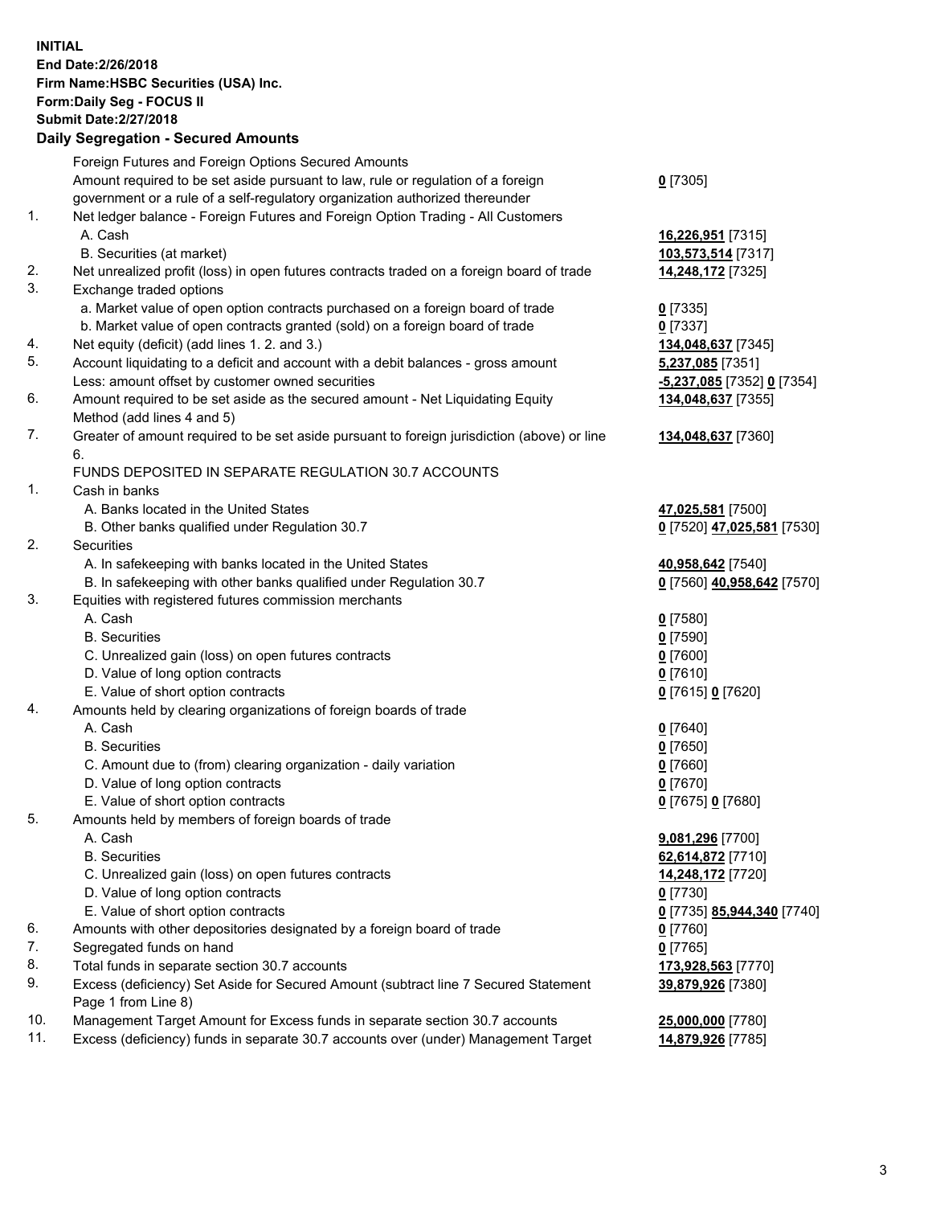**INITIAL**
**End Date:2/26/2018**
**Firm Name:HSBC Securities (USA) Inc.**
**Form:Daily Seg - FOCUS II**
**Submit Date:2/27/2018**
**Daily Segregation - Secured Amounts**

| | | |
|---|---|---|
| | Foreign Futures and Foreign Options Secured Amounts | |
| | Amount required to be set aside pursuant to law, rule or regulation of a foreign government or a rule of a self-regulatory organization authorized thereunder | **0** [7305] |
| 1. | Net ledger balance - Foreign Futures and Foreign Option Trading - All Customers | |
| | A. Cash | **16,226,951** [7315] |
| | B. Securities (at market) | **103,573,514** [7317] |
| 2. | Net unrealized profit (loss) in open futures contracts traded on a foreign board of trade | **14,248,172** [7325] |
| 3. | Exchange traded options | |
| | a. Market value of open option contracts purchased on a foreign board of trade | **0** [7335] |
| | b. Market value of open contracts granted (sold) on a foreign board of trade | **0** [7337] |
| 4. | Net equity (deficit) (add lines 1. 2. and 3.) | **134,048,637** [7345] |
| 5. | Account liquidating to a deficit and account with a debit balances - gross amount | **5,237,085** [7351] |
| | Less: amount offset by customer owned securities | **-5,237,085** [7352] **0** [7354] |
| 6. | Amount required to be set aside as the secured amount - Net Liquidating Equity Method (add lines 4 and 5) | **134,048,637** [7355] |
| 7. | Greater of amount required to be set aside pursuant to foreign jurisdiction (above) or line 6. | **134,048,637** [7360] |
| | FUNDS DEPOSITED IN SEPARATE REGULATION 30.7 ACCOUNTS | |
| 1. | Cash in banks | |
| | A. Banks located in the United States | **47,025,581** [7500] |
| | B. Other banks qualified under Regulation 30.7 | **0** [7520] **47,025,581** [7530] |
| 2. | Securities | |
| | A. In safekeeping with banks located in the United States | **40,958,642** [7540] |
| | B. In safekeeping with other banks qualified under Regulation 30.7 | **0** [7560] **40,958,642** [7570] |
| 3. | Equities with registered futures commission merchants | |
| | A. Cash | **0** [7580] |
| | B. Securities | **0** [7590] |
| | C. Unrealized gain (loss) on open futures contracts | **0** [7600] |
| | D. Value of long option contracts | **0** [7610] |
| | E. Value of short option contracts | **0** [7615] **0** [7620] |
| 4. | Amounts held by clearing organizations of foreign boards of trade | |
| | A. Cash | **0** [7640] |
| | B. Securities | **0** [7650] |
| | C. Amount due to (from) clearing organization - daily variation | **0** [7660] |
| | D. Value of long option contracts | **0** [7670] |
| | E. Value of short option contracts | **0** [7675] **0** [7680] |
| 5. | Amounts held by members of foreign boards of trade | |
| | A. Cash | **9,081,296** [7700] |
| | B. Securities | **62,614,872** [7710] |
| | C. Unrealized gain (loss) on open futures contracts | **14,248,172** [7720] |
| | D. Value of long option contracts | **0** [7730] |
| | E. Value of short option contracts | **0** [7735] **85,944,340** [7740] |
| 6. | Amounts with other depositories designated by a foreign board of trade | **0** [7760] |
| 7. | Segregated funds on hand | **0** [7765] |
| 8. | Total funds in separate section 30.7 accounts | **173,928,563** [7770] |
| 9. | Excess (deficiency) Set Aside for Secured Amount (subtract line 7 Secured Statement Page 1 from Line 8) | **39,879,926** [7380] |
| 10. | Management Target Amount for Excess funds in separate section 30.7 accounts | **25,000,000** [7780] |
| 11. | Excess (deficiency) funds in separate 30.7 accounts over (under) Management Target | **14,879,926** [7785] |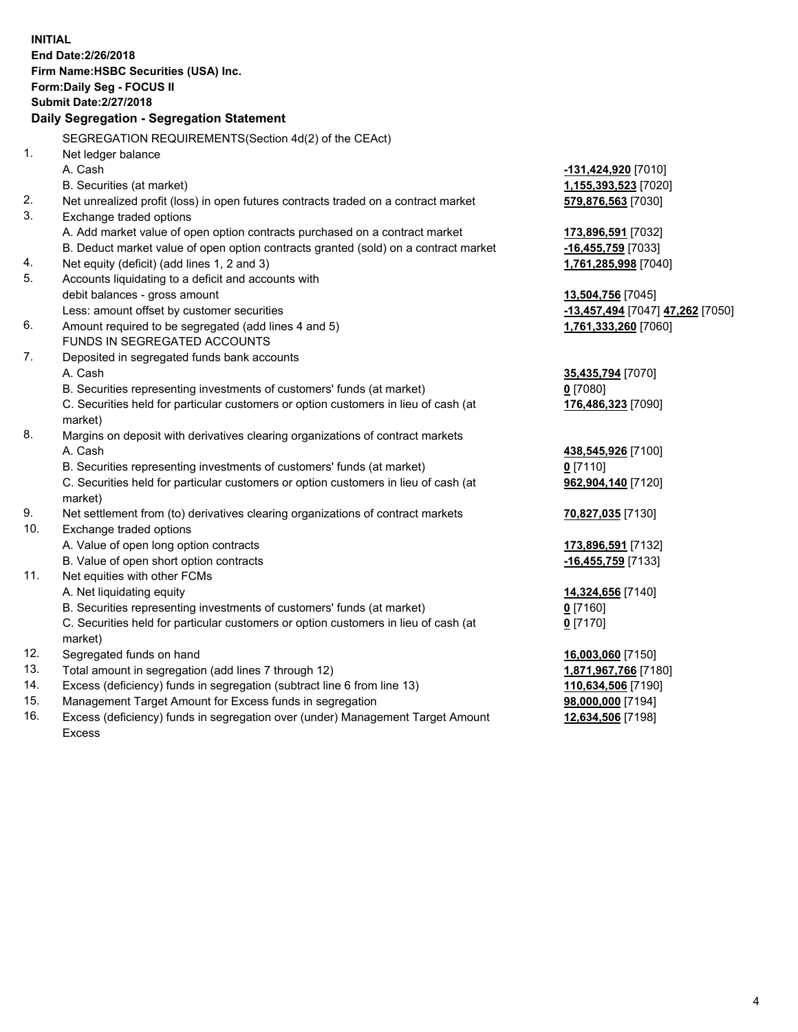**INITIAL**
**End Date:2/26/2018**
**Firm Name:HSBC Securities (USA) Inc.**
**Form:Daily Seg - FOCUS II**
**Submit Date:2/27/2018**

## Daily Segregation - Segregation Statement

SEGREGATION REQUIREMENTS(Section 4d(2) of the CEAct)

| | | |
|---|---|---|
| 1. | Net ledger balance | |
| | A. Cash | **-131,424,920** [7010] |
| | B. Securities (at market) | **1,155,393,523** [7020] |
| 2. | Net unrealized profit (loss) in open futures contracts traded on a contract market | **579,876,563** [7030] |
| 3. | Exchange traded options | |
| | A. Add market value of open option contracts purchased on a contract market | **173,896,591** [7032] |
| | B. Deduct market value of open option contracts granted (sold) on a contract market | **-16,455,759** [7033] |
| 4. | Net equity (deficit) (add lines 1, 2 and 3) | **1,761,285,998** [7040] |
| 5. | Accounts liquidating to a deficit and accounts with debit balances - gross amount | **13,504,756** [7045] |
| | Less: amount offset by customer securities | **-13,457,494** [7047] **47,262** [7050] |
| 6. | Amount required to be segregated (add lines 4 and 5) | **1,761,333,260** [7060] |
| | FUNDS IN SEGREGATED ACCOUNTS | |
| 7. | Deposited in segregated funds bank accounts | |
| | A. Cash | **35,435,794** [7070] |
| | B. Securities representing investments of customers' funds (at market) | **0** [7080] |
| | C. Securities held for particular customers or option customers in lieu of cash (at market) | **176,486,323** [7090] |
| 8. | Margins on deposit with derivatives clearing organizations of contract markets | |
| | A. Cash | **438,545,926** [7100] |
| | B. Securities representing investments of customers' funds (at market) | **0** [7110] |
| | C. Securities held for particular customers or option customers in lieu of cash (at market) | **962,904,140** [7120] |
| 9. | Net settlement from (to) derivatives clearing organizations of contract markets | **70,827,035** [7130] |
| 10. | Exchange traded options | |
| | A. Value of open long option contracts | **173,896,591** [7132] |
| | B. Value of open short option contracts | **-16,455,759** [7133] |
| 11. | Net equities with other FCMs | |
| | A. Net liquidating equity | **14,324,656** [7140] |
| | B. Securities representing investments of customers' funds (at market) | **0** [7160] |
| | C. Securities held for particular customers or option customers in lieu of cash (at market) | **0** [7170] |
| 12. | Segregated funds on hand | **16,003,060** [7150] |
| 13. | Total amount in segregation (add lines 7 through 12) | **1,871,967,766** [7180] |
| 14. | Excess (deficiency) funds in segregation (subtract line 6 from line 13) | **110,634,506** [7190] |
| 15. | Management Target Amount for Excess funds in segregation | **98,000,000** [7194] |
| 16. | Excess (deficiency) funds in segregation over (under) Management Target Amount Excess | **12,634,506** [7198] |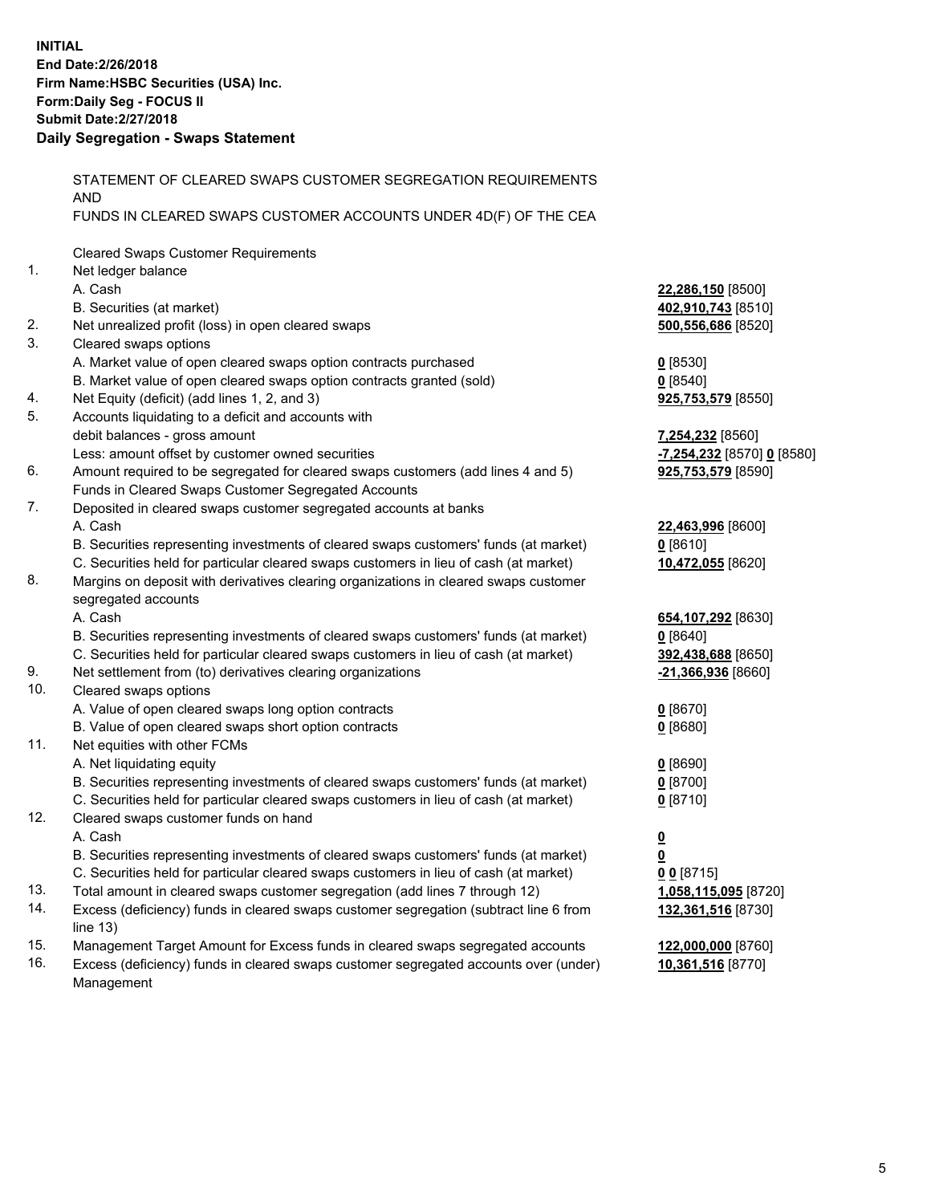**INITIAL**
**End Date:2/26/2018**
**Firm Name:HSBC Securities (USA) Inc.**
**Form:Daily Seg - FOCUS II**
**Submit Date:2/27/2018**
**Daily Segregation - Swaps Statement**

STATEMENT OF CLEARED SWAPS CUSTOMER SEGREGATION REQUIREMENTS AND FUNDS IN CLEARED SWAPS CUSTOMER ACCOUNTS UNDER 4D(F) OF THE CEA

| | | |
|---|---|---|
| | Cleared Swaps Customer Requirements | |
| 1. | Net ledger balance | |
| | A. Cash | **22,286,150** [8500] |
| | B. Securities (at market) | **402,910,743** [8510] |
| 2. | Net unrealized profit (loss) in open cleared swaps | **500,556,686** [8520] |
| 3. | Cleared swaps options | |
| | A. Market value of open cleared swaps option contracts purchased | **0** [8530] |
| | B. Market value of open cleared swaps option contracts granted (sold) | **0** [8540] |
| 4. | Net Equity (deficit) (add lines 1, 2, and 3) | **925,753,579** [8550] |
| 5. | Accounts liquidating to a deficit and accounts with | |
| | debit balances - gross amount | **7,254,232** [8560] |
| | Less: amount offset by customer owned securities | **-7,254,232** [8570] **0** [8580] |
| 6. | Amount required to be segregated for cleared swaps customers (add lines 4 and 5) | **925,753,579** [8590] |
| | Funds in Cleared Swaps Customer Segregated Accounts | |
| 7. | Deposited in cleared swaps customer segregated accounts at banks | |
| | A. Cash | **22,463,996** [8600] |
| | B. Securities representing investments of cleared swaps customers' funds (at market) | **0** [8610] |
| | C. Securities held for particular cleared swaps customers in lieu of cash (at market) | **10,472,055** [8620] |
| 8. | Margins on deposit with derivatives clearing organizations in cleared swaps customer segregated accounts | |
| | A. Cash | **654,107,292** [8630] |
| | B. Securities representing investments of cleared swaps customers' funds (at market) | **0** [8640] |
| | C. Securities held for particular cleared swaps customers in lieu of cash (at market) | **392,438,688** [8650] |
| 9. | Net settlement from (to) derivatives clearing organizations | **-21,366,936** [8660] |
| 10. | Cleared swaps options | |
| | A. Value of open cleared swaps long option contracts | **0** [8670] |
| | B. Value of open cleared swaps short option contracts | **0** [8680] |
| 11. | Net equities with other FCMs | |
| | A. Net liquidating equity | **0** [8690] |
| | B. Securities representing investments of cleared swaps customers' funds (at market) | **0** [8700] |
| | C. Securities held for particular cleared swaps customers in lieu of cash (at market) | **0** [8710] |
| 12. | Cleared swaps customer funds on hand | |
| | A. Cash | **0** |
| | B. Securities representing investments of cleared swaps customers' funds (at market) | **0** |
| | C. Securities held for particular cleared swaps customers in lieu of cash (at market) | **0** **0** [8715] |
| 13. | Total amount in cleared swaps customer segregation (add lines 7 through 12) | **1,058,115,095** [8720] |
| 14. | Excess (deficiency) funds in cleared swaps customer segregation (subtract line 6 from line 13) | **132,361,516** [8730] |
| 15. | Management Target Amount for Excess funds in cleared swaps segregated accounts | **122,000,000** [8760] |
| 16. | Excess (deficiency) funds in cleared swaps customer segregated accounts over (under) Management | **10,361,516** [8770] |